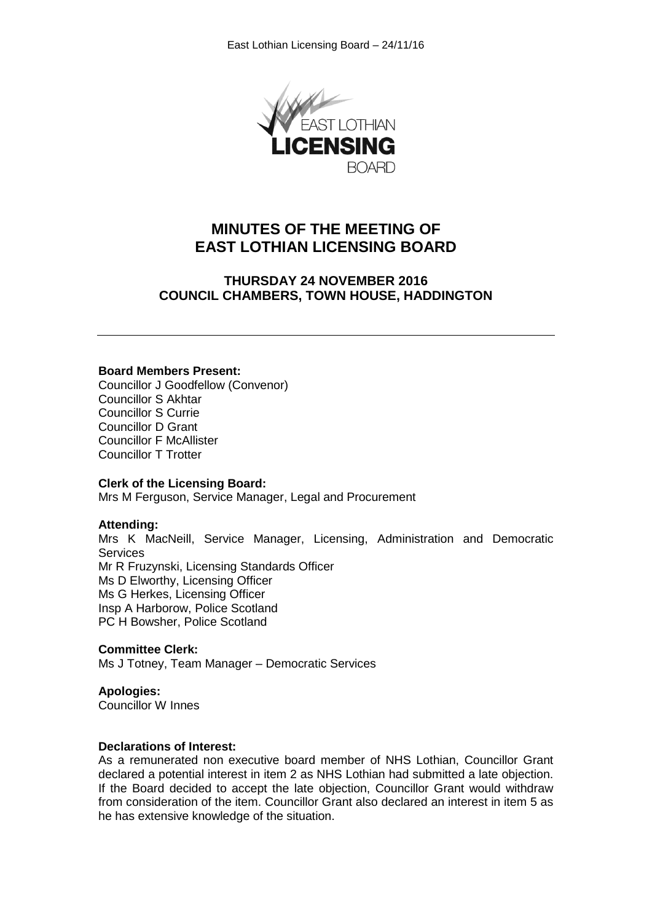# MINUTES OF THE MEETING OF EAST LOTHIAN LICENSING BOARD

## THURSDAY 24 NOVEMBER 2016
## COUNCIL CHAMBERS, TOWN HOUSE, HADDINGTON

---

**Board Members Present:**
Councillor J Goodfellow (Convenor)
Councillor S Akhtar
Councillor S Currie
Councillor D Grant
Councillor F McAllister
Councillor T Trotter

**Clerk of the Licensing Board:**
Mrs M Ferguson, Service Manager, Legal and Procurement

**Attending:**
Mrs K MacNeill, Service Manager, Licensing, Administration and Democratic Services
Mr R Fruzynski, Licensing Standards Officer
Ms D Elworthy, Licensing Officer
Ms G Herkes, Licensing Officer
Insp A Harborow, Police Scotland
PC H Bowsher, Police Scotland

**Committee Clerk:**
Ms J Totney, Team Manager – Democratic Services

**Apologies:**
Councillor W Innes

**Declarations of Interest:**
As a remunerated non executive board member of NHS Lothian, Councillor Grant declared a potential interest in item 2 as NHS Lothian had submitted a late objection. If the Board decided to accept the late objection, Councillor Grant would withdraw from consideration of the item. Councillor Grant also declared an interest in item 5 as he has extensive knowledge of the situation.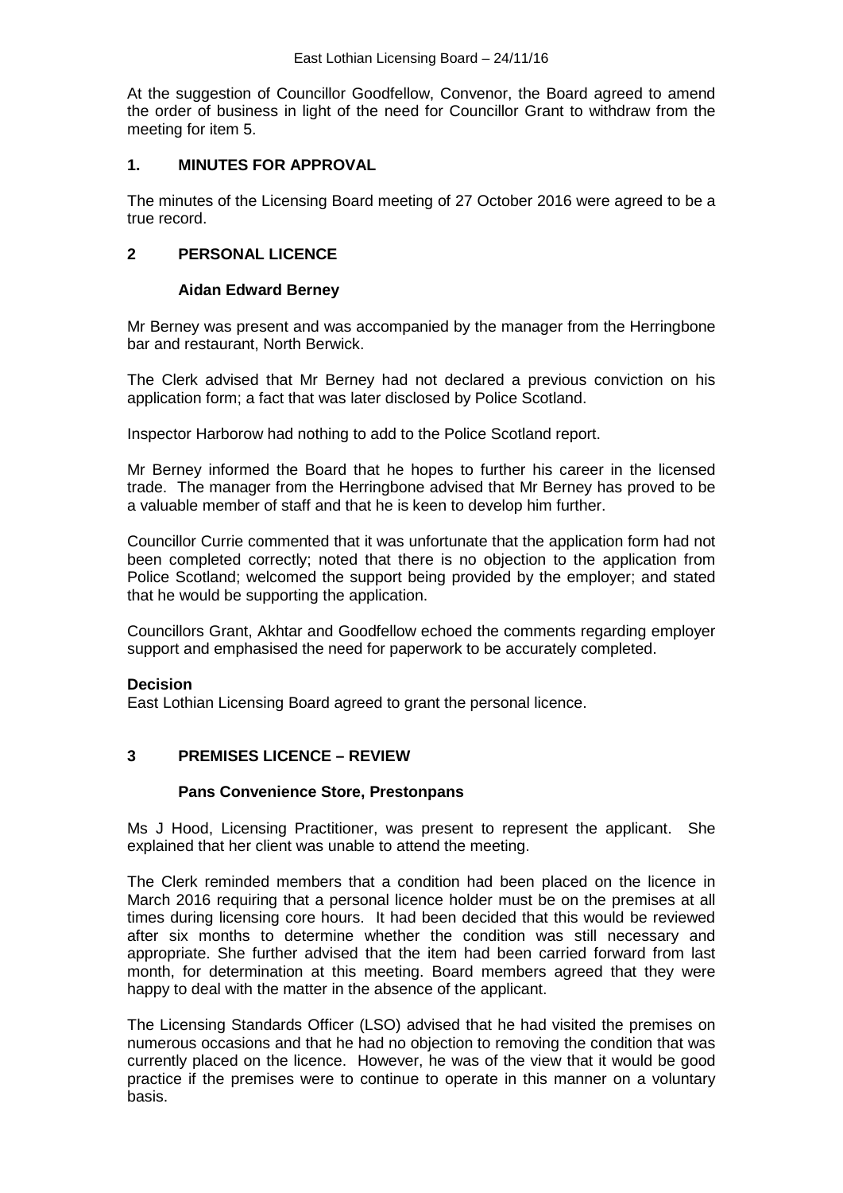At the suggestion of Councillor Goodfellow, Convenor, the Board agreed to amend the order of business in light of the need for Councillor Grant to withdraw from the meeting for item 5.

## 1. MINUTES FOR APPROVAL

The minutes of the Licensing Board meeting of 27 October 2016 were agreed to be a true record.

## 2 PERSONAL LICENCE

### Aidan Edward Berney

Mr Berney was present and was accompanied by the manager from the Herringbone bar and restaurant, North Berwick.

The Clerk advised that Mr Berney had not declared a previous conviction on his application form; a fact that was later disclosed by Police Scotland.

Inspector Harborow had nothing to add to the Police Scotland report.

Mr Berney informed the Board that he hopes to further his career in the licensed trade. The manager from the Herringbone advised that Mr Berney has proved to be a valuable member of staff and that he is keen to develop him further.

Councillor Currie commented that it was unfortunate that the application form had not been completed correctly; noted that there is no objection to the application from Police Scotland; welcomed the support being provided by the employer; and stated that he would be supporting the application.

Councillors Grant, Akhtar and Goodfellow echoed the comments regarding employer support and emphasised the need for paperwork to be accurately completed.

**Decision**
East Lothian Licensing Board agreed to grant the personal licence.

## 3 PREMISES LICENCE – REVIEW

### Pans Convenience Store, Prestonpans

Ms J Hood, Licensing Practitioner, was present to represent the applicant. She explained that her client was unable to attend the meeting.

The Clerk reminded members that a condition had been placed on the licence in March 2016 requiring that a personal licence holder must be on the premises at all times during licensing core hours. It had been decided that this would be reviewed after six months to determine whether the condition was still necessary and appropriate. She further advised that the item had been carried forward from last month, for determination at this meeting. Board members agreed that they were happy to deal with the matter in the absence of the applicant.

The Licensing Standards Officer (LSO) advised that he had visited the premises on numerous occasions and that he had no objection to removing the condition that was currently placed on the licence. However, he was of the view that it would be good practice if the premises were to continue to operate in this manner on a voluntary basis.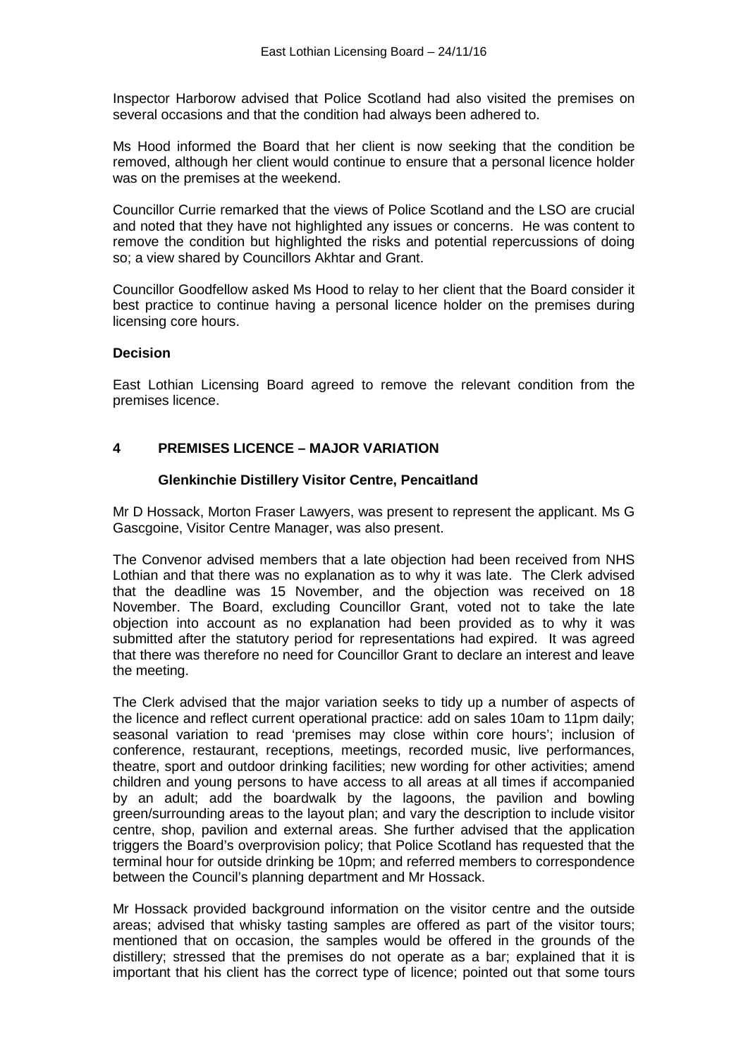Inspector Harborow advised that Police Scotland had also visited the premises on several occasions and that the condition had always been adhered to.

Ms Hood informed the Board that her client is now seeking that the condition be removed, although her client would continue to ensure that a personal licence holder was on the premises at the weekend.

Councillor Currie remarked that the views of Police Scotland and the LSO are crucial and noted that they have not highlighted any issues or concerns. He was content to remove the condition but highlighted the risks and potential repercussions of doing so; a view shared by Councillors Akhtar and Grant.

Councillor Goodfellow asked Ms Hood to relay to her client that the Board consider it best practice to continue having a personal licence holder on the premises during licensing core hours.

**Decision**

East Lothian Licensing Board agreed to remove the relevant condition from the premises licence.

## 4 PREMISES LICENCE – MAJOR VARIATION

### Glenkinchie Distillery Visitor Centre, Pencaitland

Mr D Hossack, Morton Fraser Lawyers, was present to represent the applicant. Ms G Gascgoine, Visitor Centre Manager, was also present.

The Convenor advised members that a late objection had been received from NHS Lothian and that there was no explanation as to why it was late. The Clerk advised that the deadline was 15 November, and the objection was received on 18 November. The Board, excluding Councillor Grant, voted not to take the late objection into account as no explanation had been provided as to why it was submitted after the statutory period for representations had expired. It was agreed that there was therefore no need for Councillor Grant to declare an interest and leave the meeting.

The Clerk advised that the major variation seeks to tidy up a number of aspects of the licence and reflect current operational practice: add on sales 10am to 11pm daily; seasonal variation to read 'premises may close within core hours'; inclusion of conference, restaurant, receptions, meetings, recorded music, live performances, theatre, sport and outdoor drinking facilities; new wording for other activities; amend children and young persons to have access to all areas at all times if accompanied by an adult; add the boardwalk by the lagoons, the pavilion and bowling green/surrounding areas to the layout plan; and vary the description to include visitor centre, shop, pavilion and external areas. She further advised that the application triggers the Board's overprovision policy; that Police Scotland has requested that the terminal hour for outside drinking be 10pm; and referred members to correspondence between the Council's planning department and Mr Hossack.

Mr Hossack provided background information on the visitor centre and the outside areas; advised that whisky tasting samples are offered as part of the visitor tours; mentioned that on occasion, the samples would be offered in the grounds of the distillery; stressed that the premises do not operate as a bar; explained that it is important that his client has the correct type of licence; pointed out that some tours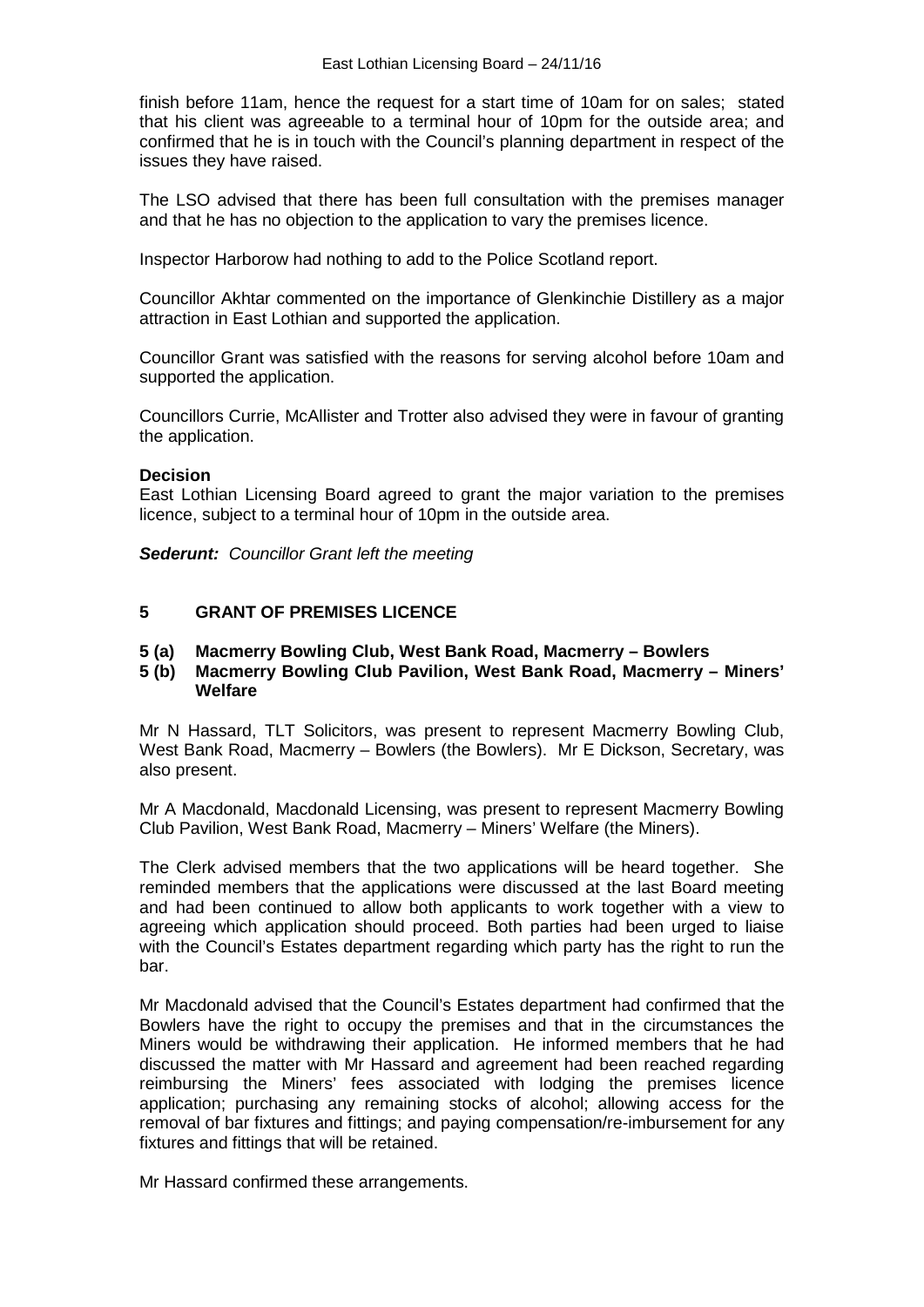finish before 11am, hence the request for a start time of 10am for on sales; stated that his client was agreeable to a terminal hour of 10pm for the outside area; and confirmed that he is in touch with the Council's planning department in respect of the issues they have raised.

The LSO advised that there has been full consultation with the premises manager and that he has no objection to the application to vary the premises licence.

Inspector Harborow had nothing to add to the Police Scotland report.

Councillor Akhtar commented on the importance of Glenkinchie Distillery as a major attraction in East Lothian and supported the application.

Councillor Grant was satisfied with the reasons for serving alcohol before 10am and supported the application.

Councillors Currie, McAllister and Trotter also advised they were in favour of granting the application.

**Decision**
East Lothian Licensing Board agreed to grant the major variation to the premises licence, subject to a terminal hour of 10pm in the outside area.

***Sederunt:*** *Councillor Grant left the meeting*

## 5 GRANT OF PREMISES LICENCE

### 5 (a) Macmerry Bowling Club, West Bank Road, Macmerry – Bowlers
### 5 (b) Macmerry Bowling Club Pavilion, West Bank Road, Macmerry – Miners' Welfare

Mr N Hassard, TLT Solicitors, was present to represent Macmerry Bowling Club, West Bank Road, Macmerry – Bowlers (the Bowlers). Mr E Dickson, Secretary, was also present.

Mr A Macdonald, Macdonald Licensing, was present to represent Macmerry Bowling Club Pavilion, West Bank Road, Macmerry – Miners' Welfare (the Miners).

The Clerk advised members that the two applications will be heard together. She reminded members that the applications were discussed at the last Board meeting and had been continued to allow both applicants to work together with a view to agreeing which application should proceed. Both parties had been urged to liaise with the Council's Estates department regarding which party has the right to run the bar.

Mr Macdonald advised that the Council's Estates department had confirmed that the Bowlers have the right to occupy the premises and that in the circumstances the Miners would be withdrawing their application. He informed members that he had discussed the matter with Mr Hassard and agreement had been reached regarding reimbursing the Miners' fees associated with lodging the premises licence application; purchasing any remaining stocks of alcohol; allowing access for the removal of bar fixtures and fittings; and paying compensation/re-imbursement for any fixtures and fittings that will be retained.

Mr Hassard confirmed these arrangements.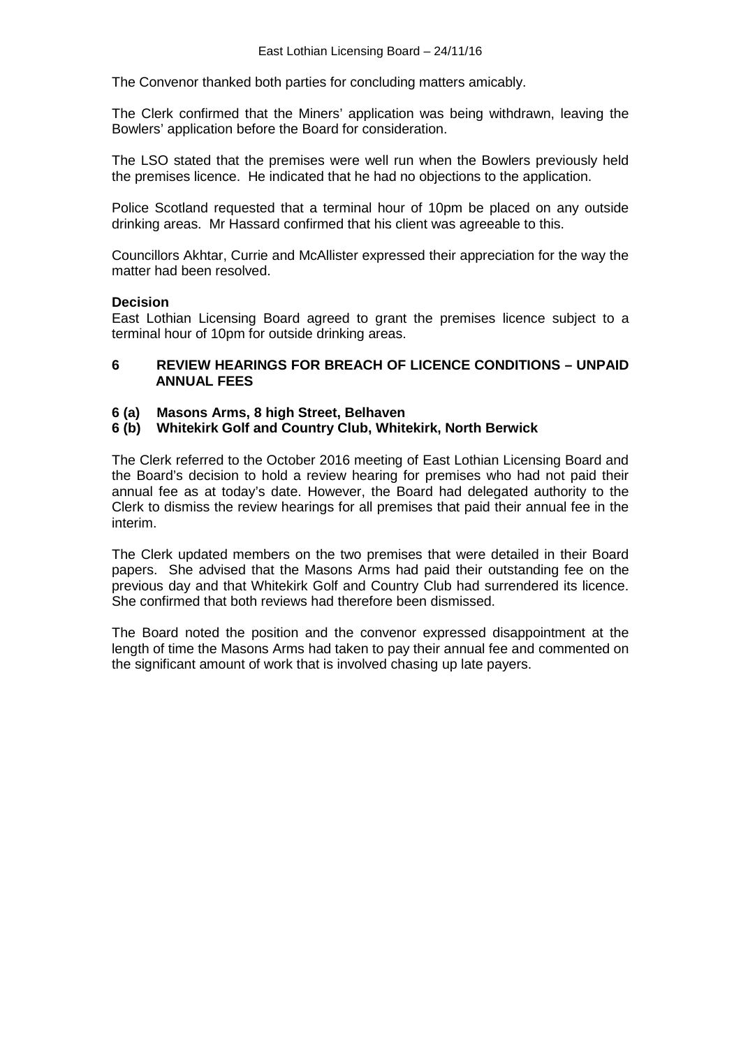The Convenor thanked both parties for concluding matters amicably.

The Clerk confirmed that the Miners' application was being withdrawn, leaving the Bowlers' application before the Board for consideration.

The LSO stated that the premises were well run when the Bowlers previously held the premises licence. He indicated that he had no objections to the application.

Police Scotland requested that a terminal hour of 10pm be placed on any outside drinking areas. Mr Hassard confirmed that his client was agreeable to this.

Councillors Akhtar, Currie and McAllister expressed their appreciation for the way the matter had been resolved.

**Decision**

East Lothian Licensing Board agreed to grant the premises licence subject to a terminal hour of 10pm for outside drinking areas.

## 6 REVIEW HEARINGS FOR BREACH OF LICENCE CONDITIONS – UNPAID ANNUAL FEES

### 6 (a) Masons Arms, 8 high Street, Belhaven
### 6 (b) Whitekirk Golf and Country Club, Whitekirk, North Berwick

The Clerk referred to the October 2016 meeting of East Lothian Licensing Board and the Board's decision to hold a review hearing for premises who had not paid their annual fee as at today's date. However, the Board had delegated authority to the Clerk to dismiss the review hearings for all premises that paid their annual fee in the interim.

The Clerk updated members on the two premises that were detailed in their Board papers. She advised that the Masons Arms had paid their outstanding fee on the previous day and that Whitekirk Golf and Country Club had surrendered its licence. She confirmed that both reviews had therefore been dismissed.

The Board noted the position and the convenor expressed disappointment at the length of time the Masons Arms had taken to pay their annual fee and commented on the significant amount of work that is involved chasing up late payers.